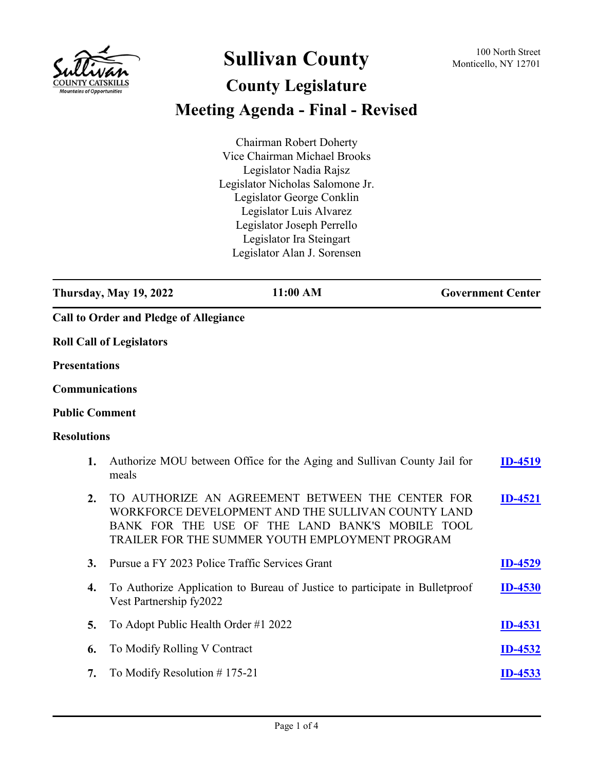# Sullivan County

## County Legislature

## Meeting Agenda - Final - Revised

100 North Street
Monticello, NY 12701

Chairman Robert Doherty
Vice Chairman Michael Brooks
Legislator Nadia Rajsz
Legislator Nicholas Salomone Jr.
Legislator George Conklin
Legislator Luis Alvarez
Legislator Joseph Perrello
Legislator Ira Steingart
Legislator Alan J. Sorensen

| Thursday, May 19, 2022 | 11:00 AM | Government Center |
|---|---|---|

**Call to Order and Pledge of Allegiance**

**Roll Call of Legislators**

**Presentations**

**Communications**

**Public Comment**

**Resolutions**

1. Authorize MOU between Office for the Aging and Sullivan County Jail for meals — **ID-4519**
2. TO AUTHORIZE AN AGREEMENT BETWEEN THE CENTER FOR WORKFORCE DEVELOPMENT AND THE SULLIVAN COUNTY LAND BANK FOR THE USE OF THE LAND BANK'S MOBILE TOOL TRAILER FOR THE SUMMER YOUTH EMPLOYMENT PROGRAM — **ID-4521**
3. Pursue a FY 2023 Police Traffic Services Grant — **ID-4529**
4. To Authorize Application to Bureau of Justice to participate in Bulletproof Vest Partnership fy2022 — **ID-4530**
5. To Adopt Public Health Order #1 2022 — **ID-4531**
6. To Modify Rolling V Contract — **ID-4532**
7. To Modify Resolution # 175-21 — **ID-4533**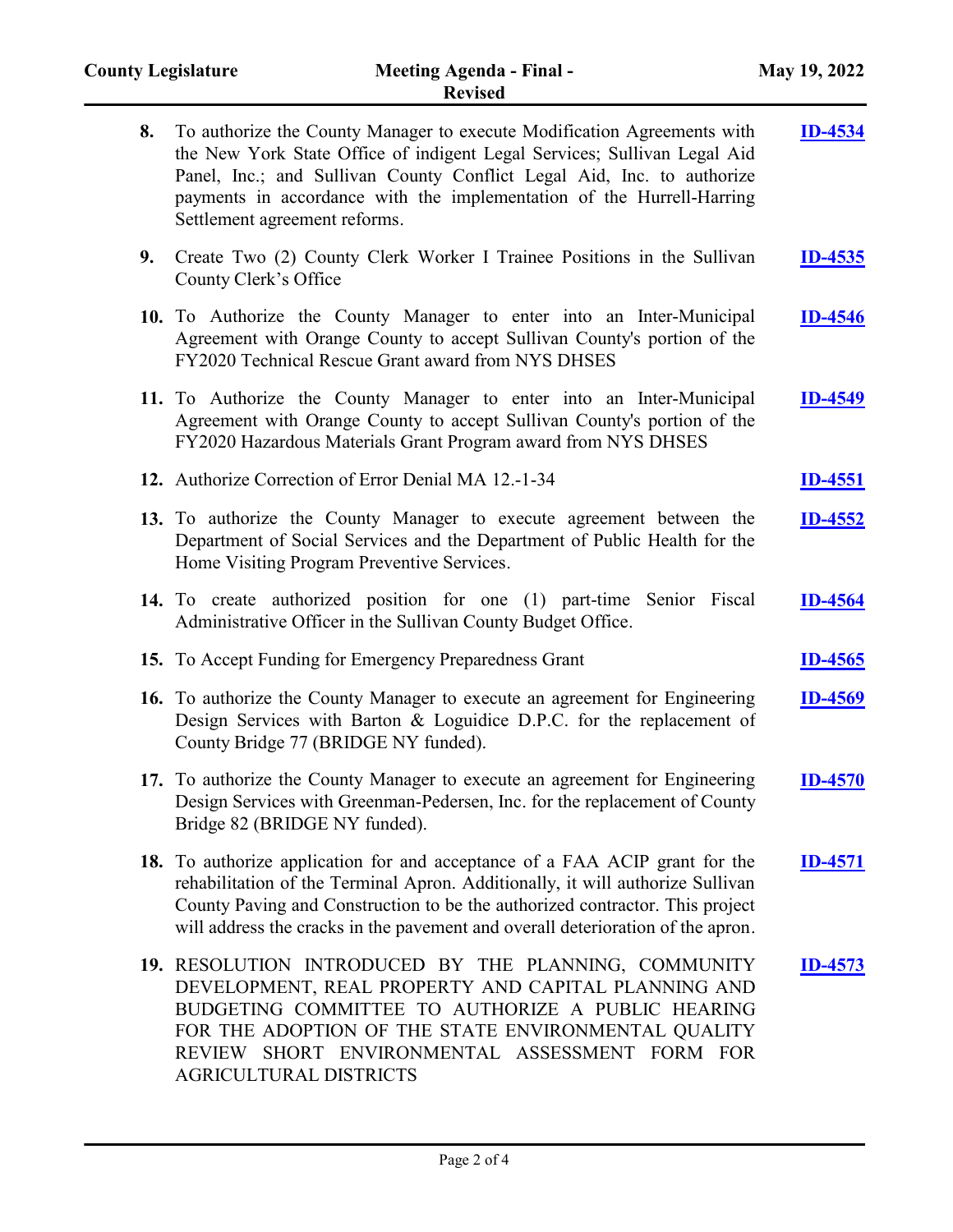8. To authorize the County Manager to execute Modification Agreements with the New York State Office of indigent Legal Services; Sullivan Legal Aid Panel, Inc.; and Sullivan County Conflict Legal Aid, Inc. to authorize payments in accordance with the implementation of the Hurrell-Harring Settlement agreement reforms. **ID-4534**

9. Create Two (2) County Clerk Worker I Trainee Positions in the Sullivan County Clerk's Office **ID-4535**

10. To Authorize the County Manager to enter into an Inter-Municipal Agreement with Orange County to accept Sullivan County's portion of the FY2020 Technical Rescue Grant award from NYS DHSES **ID-4546**

11. To Authorize the County Manager to enter into an Inter-Municipal Agreement with Orange County to accept Sullivan County's portion of the FY2020 Hazardous Materials Grant Program award from NYS DHSES **ID-4549**

12. Authorize Correction of Error Denial MA 12.-1-34 **ID-4551**

13. To authorize the County Manager to execute agreement between the Department of Social Services and the Department of Public Health for the Home Visiting Program Preventive Services. **ID-4552**

14. To create authorized position for one (1) part-time Senior Fiscal Administrative Officer in the Sullivan County Budget Office. **ID-4564**

15. To Accept Funding for Emergency Preparedness Grant **ID-4565**

16. To authorize the County Manager to execute an agreement for Engineering Design Services with Barton & Loguidice D.P.C. for the replacement of County Bridge 77 (BRIDGE NY funded). **ID-4569**

17. To authorize the County Manager to execute an agreement for Engineering Design Services with Greenman-Pedersen, Inc. for the replacement of County Bridge 82 (BRIDGE NY funded). **ID-4570**

18. To authorize application for and acceptance of a FAA ACIP grant for the rehabilitation of the Terminal Apron. Additionally, it will authorize Sullivan County Paving and Construction to be the authorized contractor. This project will address the cracks in the pavement and overall deterioration of the apron. **ID-4571**

19. RESOLUTION INTRODUCED BY THE PLANNING, COMMUNITY DEVELOPMENT, REAL PROPERTY AND CAPITAL PLANNING AND BUDGETING COMMITTEE TO AUTHORIZE A PUBLIC HEARING FOR THE ADOPTION OF THE STATE ENVIRONMENTAL QUALITY REVIEW SHORT ENVIRONMENTAL ASSESSMENT FORM FOR AGRICULTURAL DISTRICTS **ID-4573**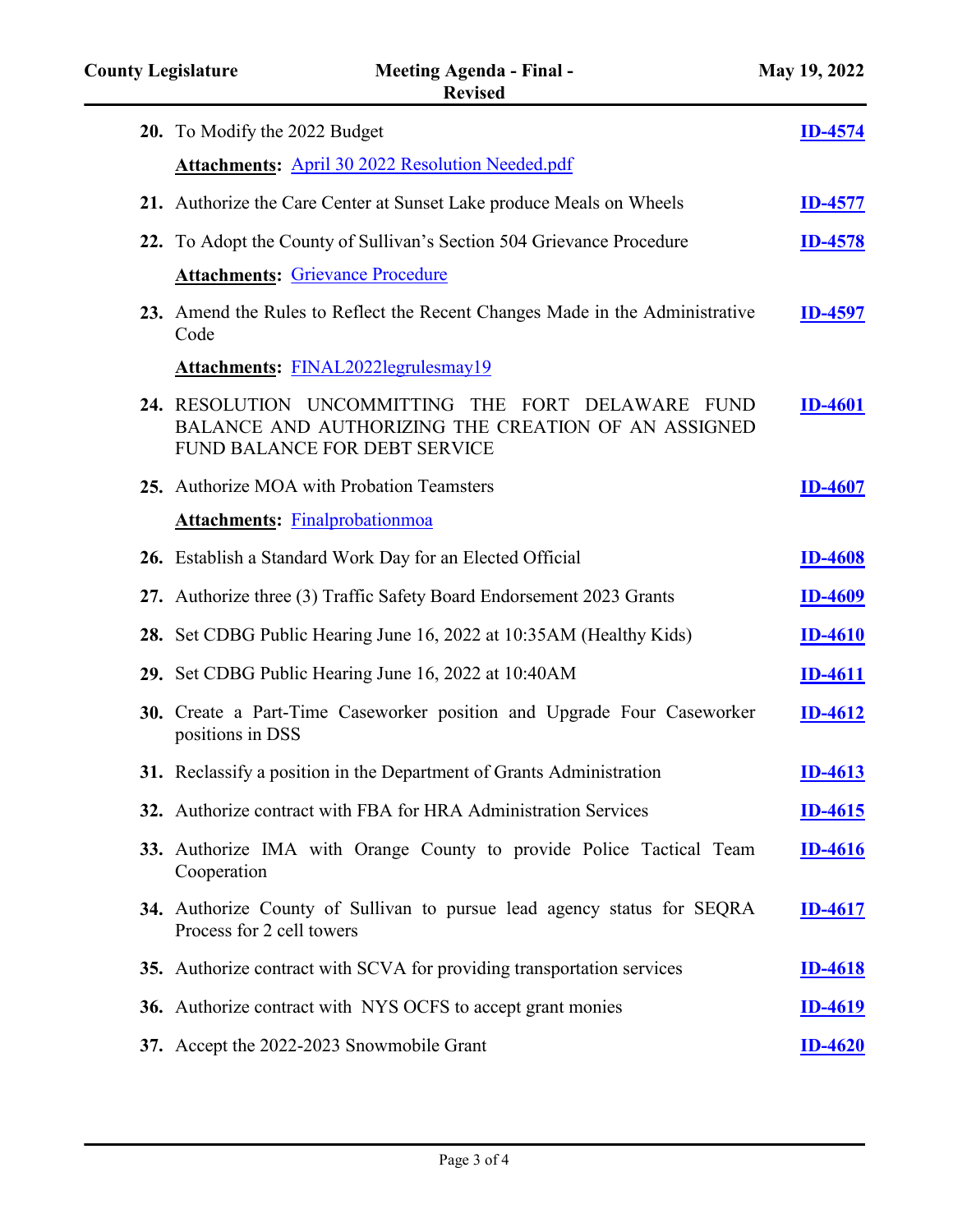20. To Modify the 2022 Budget — **ID-4574**

    **Attachments:** April 30 2022 Resolution Needed.pdf

21. Authorize the Care Center at Sunset Lake produce Meals on Wheels — **ID-4577**

22. To Adopt the County of Sullivan's Section 504 Grievance Procedure — **ID-4578**

    **Attachments:** Grievance Procedure

23. Amend the Rules to Reflect the Recent Changes Made in the Administrative Code — **ID-4597**

    **Attachments:** FINAL2022legrulesmay19

24. RESOLUTION UNCOMMITTING THE FORT DELAWARE FUND BALANCE AND AUTHORIZING THE CREATION OF AN ASSIGNED FUND BALANCE FOR DEBT SERVICE — **ID-4601**

25. Authorize MOA with Probation Teamsters — **ID-4607**

    **Attachments:** Finalprobationmoa

26. Establish a Standard Work Day for an Elected Official — **ID-4608**

27. Authorize three (3) Traffic Safety Board Endorsement 2023 Grants — **ID-4609**

28. Set CDBG Public Hearing June 16, 2022 at 10:35AM (Healthy Kids) — **ID-4610**

29. Set CDBG Public Hearing June 16, 2022 at 10:40AM — **ID-4611**

30. Create a Part-Time Caseworker position and Upgrade Four Caseworker positions in DSS — **ID-4612**

31. Reclassify a position in the Department of Grants Administration — **ID-4613**

32. Authorize contract with FBA for HRA Administration Services — **ID-4615**

33. Authorize IMA with Orange County to provide Police Tactical Team Cooperation — **ID-4616**

34. Authorize County of Sullivan to pursue lead agency status for SEQRA Process for 2 cell towers — **ID-4617**

35. Authorize contract with SCVA for providing transportation services — **ID-4618**

36. Authorize contract with NYS OCFS to accept grant monies — **ID-4619**

37. Accept the 2022-2023 Snowmobile Grant — **ID-4620**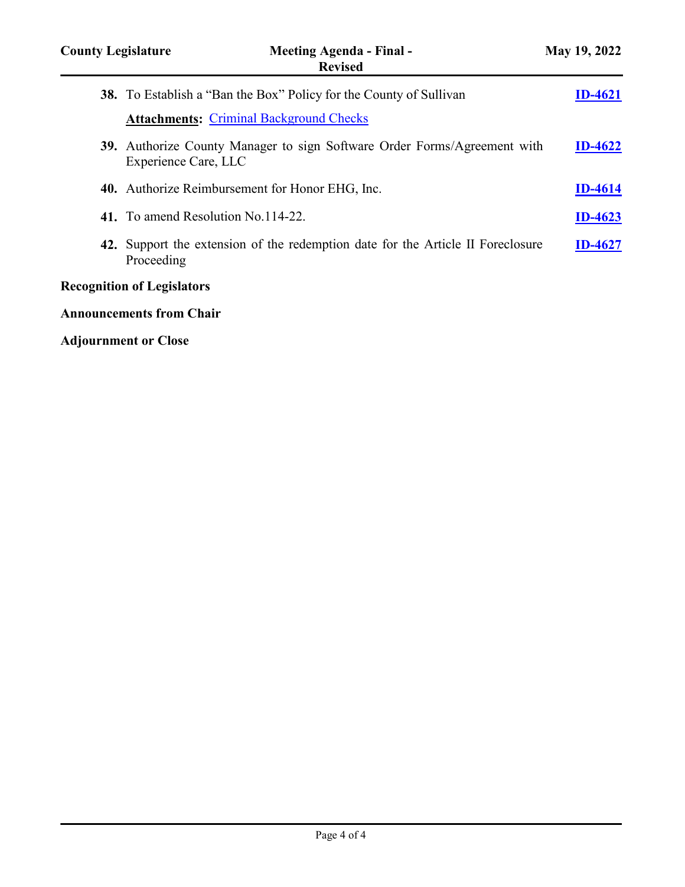**38.** To Establish a “Ban the Box” Policy for the County of Sullivan **ID-4621**

**Attachments:** Criminal Background Checks

**39.** Authorize County Manager to sign Software Order Forms/Agreement with Experience Care, LLC **ID-4622**

**40.** Authorize Reimbursement for Honor EHG, Inc. **ID-4614**

**41.** To amend Resolution No.114-22. **ID-4623**

**42.** Support the extension of the redemption date for the Article II Foreclosure Proceeding **ID-4627**

**Recognition of Legislators**

**Announcements from Chair**

**Adjournment or Close**